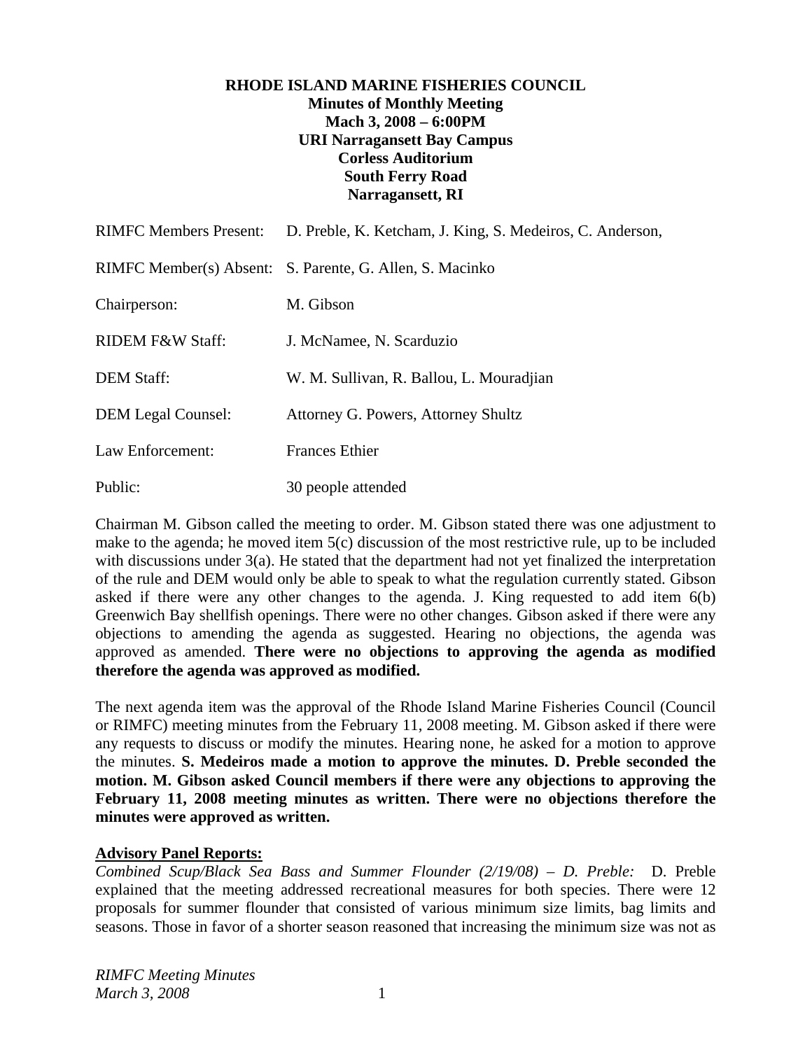**RHODE ISLAND MARINE FISHERIES COUNCIL**
**Minutes of Monthly Meeting**
**Mach 3, 2008 – 6:00PM**
**URI Narragansett Bay Campus**
**Corless Auditorium**
**South Ferry Road**
**Narragansett, RI**

| | |
|---|---|
| RIMFC Members Present: | D. Preble, K. Ketcham, J. King, S. Medeiros, C. Anderson, |
| RIMFC Member(s) Absent: | S. Parente, G. Allen, S. Macinko |
| Chairperson: | M. Gibson |
| RIDEM F&W Staff: | J. McNamee, N. Scarduzio |
| DEM Staff: | W. M. Sullivan, R. Ballou, L. Mouradjian |
| DEM Legal Counsel: | Attorney G. Powers, Attorney Shultz |
| Law Enforcement: | Frances Ethier |
| Public: | 30 people attended |

Chairman M. Gibson called the meeting to order. M. Gibson stated there was one adjustment to make to the agenda; he moved item 5(c) discussion of the most restrictive rule, up to be included with discussions under 3(a). He stated that the department had not yet finalized the interpretation of the rule and DEM would only be able to speak to what the regulation currently stated. Gibson asked if there were any other changes to the agenda. J. King requested to add item 6(b) Greenwich Bay shellfish openings. There were no other changes. Gibson asked if there were any objections to amending the agenda as suggested. Hearing no objections, the agenda was approved as amended. **There were no objections to approving the agenda as modified therefore the agenda was approved as modified.**

The next agenda item was the approval of the Rhode Island Marine Fisheries Council (Council or RIMFC) meeting minutes from the February 11, 2008 meeting. M. Gibson asked if there were any requests to discuss or modify the minutes. Hearing none, he asked for a motion to approve the minutes. **S. Medeiros made a motion to approve the minutes. D. Preble seconded the motion. M. Gibson asked Council members if there were any objections to approving the February 11, 2008 meeting minutes as written. There were no objections therefore the minutes were approved as written.**

**Advisory Panel Reports:**

*Combined Scup/Black Sea Bass and Summer Flounder (2/19/08) – D. Preble:* D. Preble explained that the meeting addressed recreational measures for both species. There were 12 proposals for summer flounder that consisted of various minimum size limits, bag limits and seasons. Those in favor of a shorter season reasoned that increasing the minimum size was not as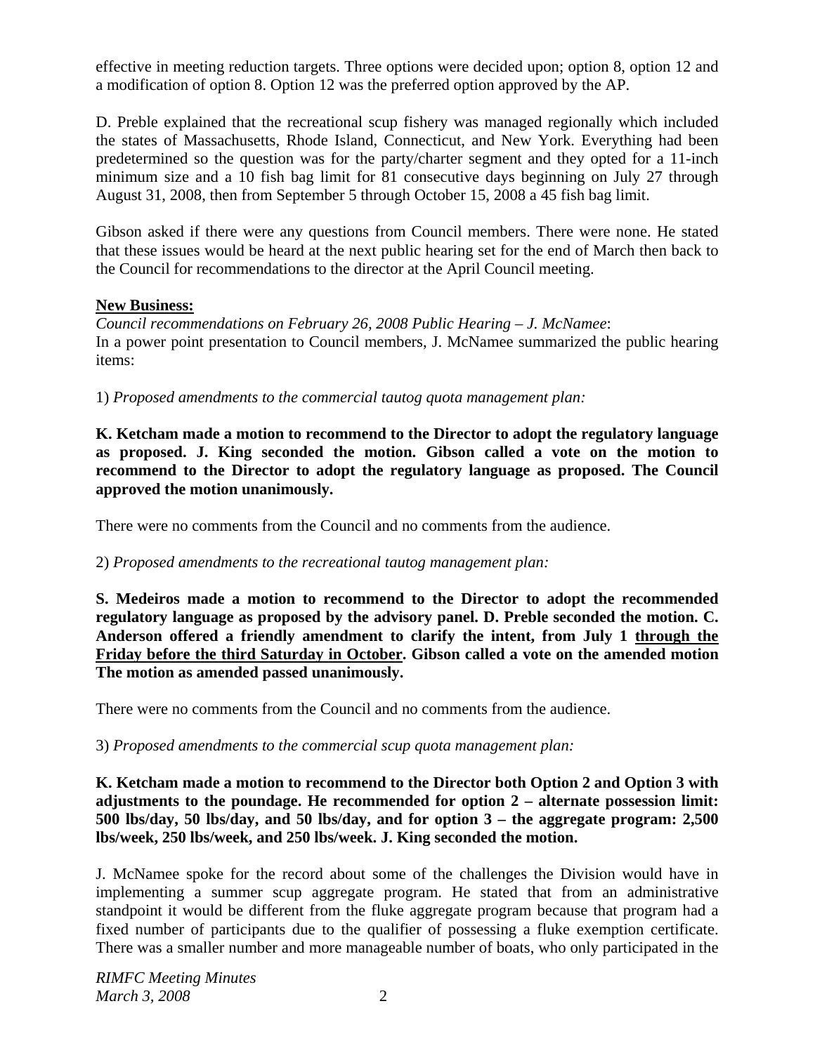effective in meeting reduction targets. Three options were decided upon; option 8, option 12 and a modification of option 8. Option 12 was the preferred option approved by the AP.

D. Preble explained that the recreational scup fishery was managed regionally which included the states of Massachusetts, Rhode Island, Connecticut, and New York. Everything had been predetermined so the question was for the party/charter segment and they opted for a 11-inch minimum size and a 10 fish bag limit for 81 consecutive days beginning on July 27 through August 31, 2008, then from September 5 through October 15, 2008 a 45 fish bag limit.

Gibson asked if there were any questions from Council members. There were none. He stated that these issues would be heard at the next public hearing set for the end of March then back to the Council for recommendations to the director at the April Council meeting.

**New Business:**

*Council recommendations on February 26, 2008 Public Hearing – J. McNamee*:
In a power point presentation to Council members, J. McNamee summarized the public hearing items:

1) *Proposed amendments to the commercial tautog quota management plan:*

**K. Ketcham made a motion to recommend to the Director to adopt the regulatory language as proposed. J. King seconded the motion. Gibson called a vote on the motion to recommend to the Director to adopt the regulatory language as proposed. The Council approved the motion unanimously.**

There were no comments from the Council and no comments from the audience.

2) *Proposed amendments to the recreational tautog management plan:*

**S. Medeiros made a motion to recommend to the Director to adopt the recommended regulatory language as proposed by the advisory panel. D. Preble seconded the motion. C. Anderson offered a friendly amendment to clarify the intent, from July 1 <u>through the Friday before the third Saturday in October</u>. Gibson called a vote on the amended motion The motion as amended passed unanimously.**

There were no comments from the Council and no comments from the audience.

3) *Proposed amendments to the commercial scup quota management plan:*

**K. Ketcham made a motion to recommend to the Director both Option 2 and Option 3 with adjustments to the poundage. He recommended for option 2 – alternate possession limit: 500 lbs/day, 50 lbs/day, and 50 lbs/day, and for option 3 – the aggregate program: 2,500 lbs/week, 250 lbs/week, and 250 lbs/week. J. King seconded the motion.**

J. McNamee spoke for the record about some of the challenges the Division would have in implementing a summer scup aggregate program. He stated that from an administrative standpoint it would be different from the fluke aggregate program because that program had a fixed number of participants due to the qualifier of possessing a fluke exemption certificate. There was a smaller number and more manageable number of boats, who only participated in the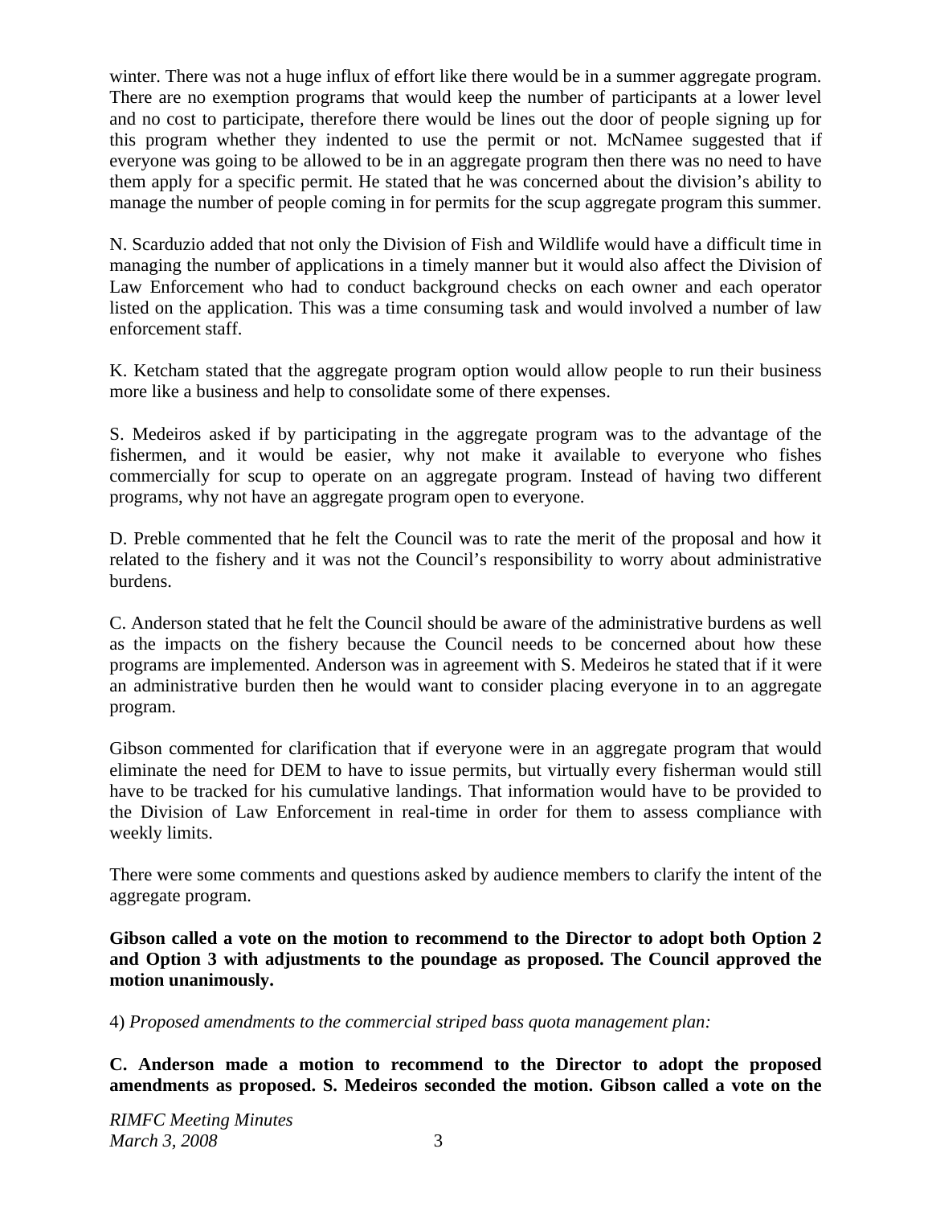winter. There was not a huge influx of effort like there would be in a summer aggregate program. There are no exemption programs that would keep the number of participants at a lower level and no cost to participate, therefore there would be lines out the door of people signing up for this program whether they indented to use the permit or not. McNamee suggested that if everyone was going to be allowed to be in an aggregate program then there was no need to have them apply for a specific permit. He stated that he was concerned about the division's ability to manage the number of people coming in for permits for the scup aggregate program this summer.

N. Scarduzio added that not only the Division of Fish and Wildlife would have a difficult time in managing the number of applications in a timely manner but it would also affect the Division of Law Enforcement who had to conduct background checks on each owner and each operator listed on the application. This was a time consuming task and would involved a number of law enforcement staff.

K. Ketcham stated that the aggregate program option would allow people to run their business more like a business and help to consolidate some of there expenses.

S. Medeiros asked if by participating in the aggregate program was to the advantage of the fishermen, and it would be easier, why not make it available to everyone who fishes commercially for scup to operate on an aggregate program. Instead of having two different programs, why not have an aggregate program open to everyone.

D. Preble commented that he felt the Council was to rate the merit of the proposal and how it related to the fishery and it was not the Council's responsibility to worry about administrative burdens.

C. Anderson stated that he felt the Council should be aware of the administrative burdens as well as the impacts on the fishery because the Council needs to be concerned about how these programs are implemented. Anderson was in agreement with S. Medeiros he stated that if it were an administrative burden then he would want to consider placing everyone in to an aggregate program.

Gibson commented for clarification that if everyone were in an aggregate program that would eliminate the need for DEM to have to issue permits, but virtually every fisherman would still have to be tracked for his cumulative landings. That information would have to be provided to the Division of Law Enforcement in real-time in order for them to assess compliance with weekly limits.

There were some comments and questions asked by audience members to clarify the intent of the aggregate program.

**Gibson called a vote on the motion to recommend to the Director to adopt both Option 2 and Option 3 with adjustments to the poundage as proposed. The Council approved the motion unanimously.**

4) *Proposed amendments to the commercial striped bass quota management plan:*

**C. Anderson made a motion to recommend to the Director to adopt the proposed amendments as proposed. S. Medeiros seconded the motion. Gibson called a vote on the**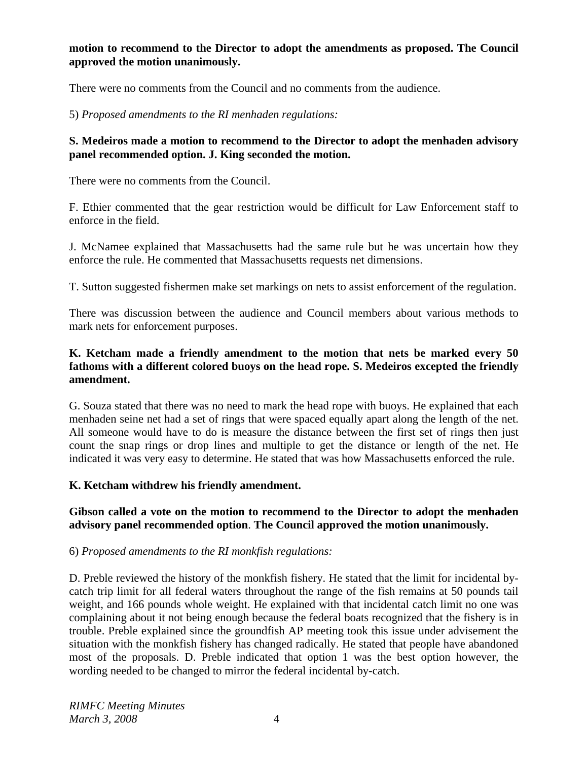**motion to recommend to the Director to adopt the amendments as proposed. The Council approved the motion unanimously.**

There were no comments from the Council and no comments from the audience.

5) *Proposed amendments to the RI menhaden regulations:*

**S. Medeiros made a motion to recommend to the Director to adopt the menhaden advisory panel recommended option. J. King seconded the motion.**

There were no comments from the Council.

F. Ethier commented that the gear restriction would be difficult for Law Enforcement staff to enforce in the field.

J. McNamee explained that Massachusetts had the same rule but he was uncertain how they enforce the rule. He commented that Massachusetts requests net dimensions.

T. Sutton suggested fishermen make set markings on nets to assist enforcement of the regulation.

There was discussion between the audience and Council members about various methods to mark nets for enforcement purposes.

**K. Ketcham made a friendly amendment to the motion that nets be marked every 50 fathoms with a different colored buoys on the head rope. S. Medeiros excepted the friendly amendment.**

G. Souza stated that there was no need to mark the head rope with buoys. He explained that each menhaden seine net had a set of rings that were spaced equally apart along the length of the net. All someone would have to do is measure the distance between the first set of rings then just count the snap rings or drop lines and multiple to get the distance or length of the net. He indicated it was very easy to determine. He stated that was how Massachusetts enforced the rule.

**K. Ketcham withdrew his friendly amendment.**

**Gibson called a vote on the motion to recommend to the Director to adopt the menhaden advisory panel recommended option**. **The Council approved the motion unanimously.**

6) *Proposed amendments to the RI monkfish regulations:*

D. Preble reviewed the history of the monkfish fishery. He stated that the limit for incidental by-catch trip limit for all federal waters throughout the range of the fish remains at 50 pounds tail weight, and 166 pounds whole weight. He explained with that incidental catch limit no one was complaining about it not being enough because the federal boats recognized that the fishery is in trouble. Preble explained since the groundfish AP meeting took this issue under advisement the situation with the monkfish fishery has changed radically. He stated that people have abandoned most of the proposals. D. Preble indicated that option 1 was the best option however, the wording needed to be changed to mirror the federal incidental by-catch.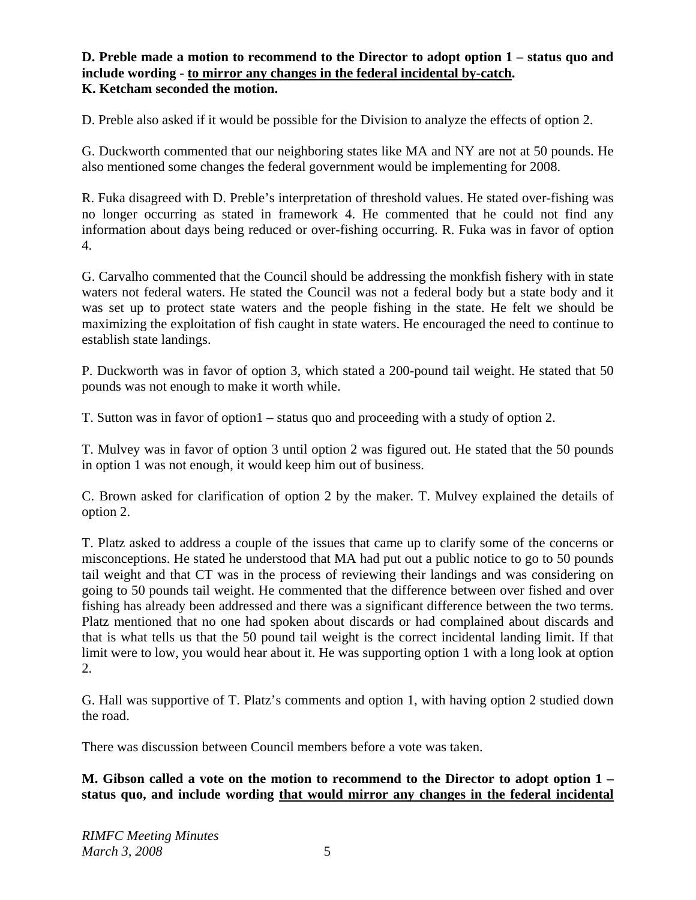**D. Preble made a motion to recommend to the Director to adopt option 1 – status quo and include wording - <u>to mirror any changes in the federal incidental by-catch</u>.**
**K. Ketcham seconded the motion.**

D. Preble also asked if it would be possible for the Division to analyze the effects of option 2.

G. Duckworth commented that our neighboring states like MA and NY are not at 50 pounds. He also mentioned some changes the federal government would be implementing for 2008.

R. Fuka disagreed with D. Preble's interpretation of threshold values. He stated over-fishing was no longer occurring as stated in framework 4. He commented that he could not find any information about days being reduced or over-fishing occurring. R. Fuka was in favor of option 4.

G. Carvalho commented that the Council should be addressing the monkfish fishery with in state waters not federal waters. He stated the Council was not a federal body but a state body and it was set up to protect state waters and the people fishing in the state. He felt we should be maximizing the exploitation of fish caught in state waters. He encouraged the need to continue to establish state landings.

P. Duckworth was in favor of option 3, which stated a 200-pound tail weight. He stated that 50 pounds was not enough to make it worth while.

T. Sutton was in favor of option1 – status quo and proceeding with a study of option 2.

T. Mulvey was in favor of option 3 until option 2 was figured out. He stated that the 50 pounds in option 1 was not enough, it would keep him out of business.

C. Brown asked for clarification of option 2 by the maker. T. Mulvey explained the details of option 2.

T. Platz asked to address a couple of the issues that came up to clarify some of the concerns or misconceptions. He stated he understood that MA had put out a public notice to go to 50 pounds tail weight and that CT was in the process of reviewing their landings and was considering on going to 50 pounds tail weight. He commented that the difference between over fished and over fishing has already been addressed and there was a significant difference between the two terms. Platz mentioned that no one had spoken about discards or had complained about discards and that is what tells us that the 50 pound tail weight is the correct incidental landing limit. If that limit were to low, you would hear about it. He was supporting option 1 with a long look at option 2.

G. Hall was supportive of T. Platz's comments and option 1, with having option 2 studied down the road.

There was discussion between Council members before a vote was taken.

**M. Gibson called a vote on the motion to recommend to the Director to adopt option 1 – status quo, and include wording <u>that would mirror any changes in the federal incidental</u>**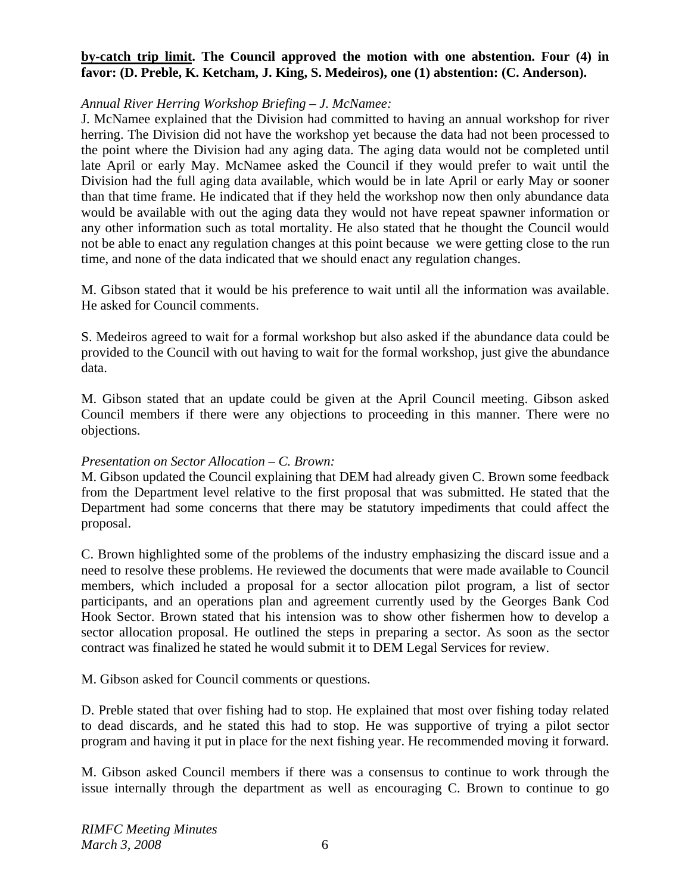**<u>by-catch trip limit</u>. The Council approved the motion with one abstention. Four (4) in favor: (D. Preble, K. Ketcham, J. King, S. Medeiros), one (1) abstention: (C. Anderson).**

*Annual River Herring Workshop Briefing – J. McNamee:*

J. McNamee explained that the Division had committed to having an annual workshop for river herring. The Division did not have the workshop yet because the data had not been processed to the point where the Division had any aging data. The aging data would not be completed until late April or early May. McNamee asked the Council if they would prefer to wait until the Division had the full aging data available, which would be in late April or early May or sooner than that time frame. He indicated that if they held the workshop now then only abundance data would be available with out the aging data they would not have repeat spawner information or any other information such as total mortality. He also stated that he thought the Council would not be able to enact any regulation changes at this point because we were getting close to the run time, and none of the data indicated that we should enact any regulation changes.

M. Gibson stated that it would be his preference to wait until all the information was available. He asked for Council comments.

S. Medeiros agreed to wait for a formal workshop but also asked if the abundance data could be provided to the Council with out having to wait for the formal workshop, just give the abundance data.

M. Gibson stated that an update could be given at the April Council meeting. Gibson asked Council members if there were any objections to proceeding in this manner. There were no objections.

*Presentation on Sector Allocation – C. Brown:*

M. Gibson updated the Council explaining that DEM had already given C. Brown some feedback from the Department level relative to the first proposal that was submitted. He stated that the Department had some concerns that there may be statutory impediments that could affect the proposal.

C. Brown highlighted some of the problems of the industry emphasizing the discard issue and a need to resolve these problems. He reviewed the documents that were made available to Council members, which included a proposal for a sector allocation pilot program, a list of sector participants, and an operations plan and agreement currently used by the Georges Bank Cod Hook Sector. Brown stated that his intension was to show other fishermen how to develop a sector allocation proposal. He outlined the steps in preparing a sector. As soon as the sector contract was finalized he stated he would submit it to DEM Legal Services for review.

M. Gibson asked for Council comments or questions.

D. Preble stated that over fishing had to stop. He explained that most over fishing today related to dead discards, and he stated this had to stop. He was supportive of trying a pilot sector program and having it put in place for the next fishing year. He recommended moving it forward.

M. Gibson asked Council members if there was a consensus to continue to work through the issue internally through the department as well as encouraging C. Brown to continue to go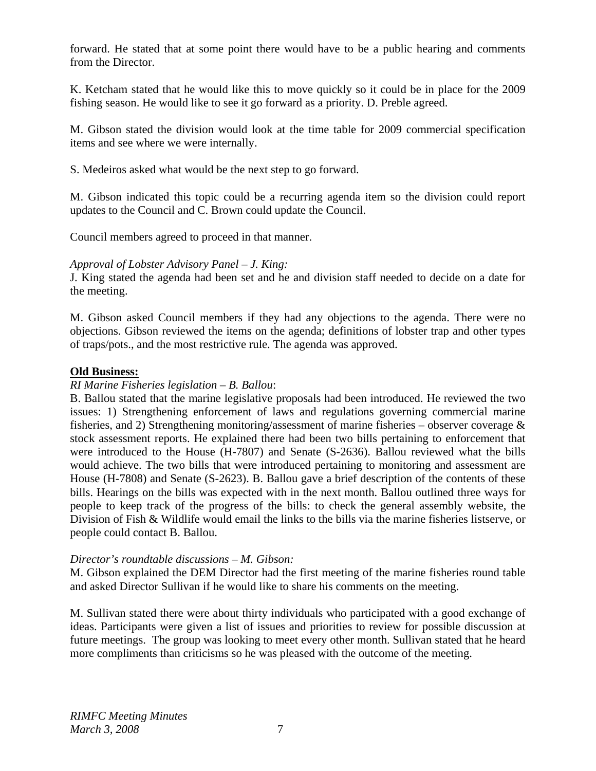forward. He stated that at some point there would have to be a public hearing and comments from the Director.

K. Ketcham stated that he would like this to move quickly so it could be in place for the 2009 fishing season. He would like to see it go forward as a priority. D. Preble agreed.

M. Gibson stated the division would look at the time table for 2009 commercial specification items and see where we were internally.

S. Medeiros asked what would be the next step to go forward.

M. Gibson indicated this topic could be a recurring agenda item so the division could report updates to the Council and C. Brown could update the Council.

Council members agreed to proceed in that manner.

*Approval of Lobster Advisory Panel – J. King:*
J. King stated the agenda had been set and he and division staff needed to decide on a date for the meeting.

M. Gibson asked Council members if they had any objections to the agenda. There were no objections. Gibson reviewed the items on the agenda; definitions of lobster trap and other types of traps/pots., and the most restrictive rule. The agenda was approved.

**Old Business:**

*RI Marine Fisheries legislation – B. Ballou*:
B. Ballou stated that the marine legislative proposals had been introduced. He reviewed the two issues: 1) Strengthening enforcement of laws and regulations governing commercial marine fisheries, and 2) Strengthening monitoring/assessment of marine fisheries – observer coverage & stock assessment reports. He explained there had been two bills pertaining to enforcement that were introduced to the House (H-7807) and Senate (S-2636). Ballou reviewed what the bills would achieve. The two bills that were introduced pertaining to monitoring and assessment are House (H-7808) and Senate (S-2623). B. Ballou gave a brief description of the contents of these bills. Hearings on the bills was expected with in the next month. Ballou outlined three ways for people to keep track of the progress of the bills: to check the general assembly website, the Division of Fish & Wildlife would email the links to the bills via the marine fisheries listserve, or people could contact B. Ballou.

*Director's roundtable discussions – M. Gibson:*
M. Gibson explained the DEM Director had the first meeting of the marine fisheries round table and asked Director Sullivan if he would like to share his comments on the meeting.

M. Sullivan stated there were about thirty individuals who participated with a good exchange of ideas. Participants were given a list of issues and priorities to review for possible discussion at future meetings. The group was looking to meet every other month. Sullivan stated that he heard more compliments than criticisms so he was pleased with the outcome of the meeting.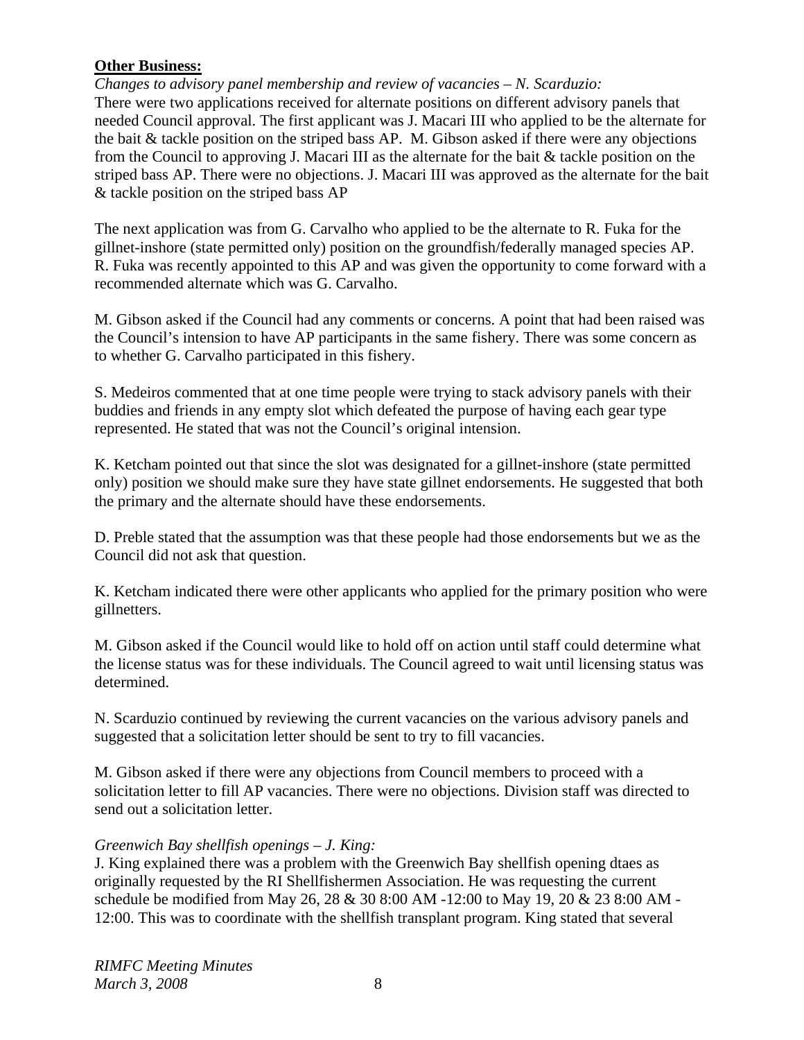**Other Business:**

*Changes to advisory panel membership and review of vacancies – N. Scarduzio:*
There were two applications received for alternate positions on different advisory panels that needed Council approval. The first applicant was J. Macari III who applied to be the alternate for the bait & tackle position on the striped bass AP. M. Gibson asked if there were any objections from the Council to approving J. Macari III as the alternate for the bait & tackle position on the striped bass AP. There were no objections. J. Macari III was approved as the alternate for the bait & tackle position on the striped bass AP

The next application was from G. Carvalho who applied to be the alternate to R. Fuka for the gillnet-inshore (state permitted only) position on the groundfish/federally managed species AP. R. Fuka was recently appointed to this AP and was given the opportunity to come forward with a recommended alternate which was G. Carvalho.

M. Gibson asked if the Council had any comments or concerns. A point that had been raised was the Council's intension to have AP participants in the same fishery. There was some concern as to whether G. Carvalho participated in this fishery.

S. Medeiros commented that at one time people were trying to stack advisory panels with their buddies and friends in any empty slot which defeated the purpose of having each gear type represented. He stated that was not the Council's original intension.

K. Ketcham pointed out that since the slot was designated for a gillnet-inshore (state permitted only) position we should make sure they have state gillnet endorsements. He suggested that both the primary and the alternate should have these endorsements.

D. Preble stated that the assumption was that these people had those endorsements but we as the Council did not ask that question.

K. Ketcham indicated there were other applicants who applied for the primary position who were gillnetters.

M. Gibson asked if the Council would like to hold off on action until staff could determine what the license status was for these individuals. The Council agreed to wait until licensing status was determined.

N. Scarduzio continued by reviewing the current vacancies on the various advisory panels and suggested that a solicitation letter should be sent to try to fill vacancies.

M. Gibson asked if there were any objections from Council members to proceed with a solicitation letter to fill AP vacancies. There were no objections. Division staff was directed to send out a solicitation letter.

*Greenwich Bay shellfish openings – J. King:*
J. King explained there was a problem with the Greenwich Bay shellfish opening dtaes as originally requested by the RI Shellfishermen Association. He was requesting the current schedule be modified from May 26, 28 & 30 8:00 AM -12:00 to May 19, 20 & 23 8:00 AM - 12:00. This was to coordinate with the shellfish transplant program. King stated that several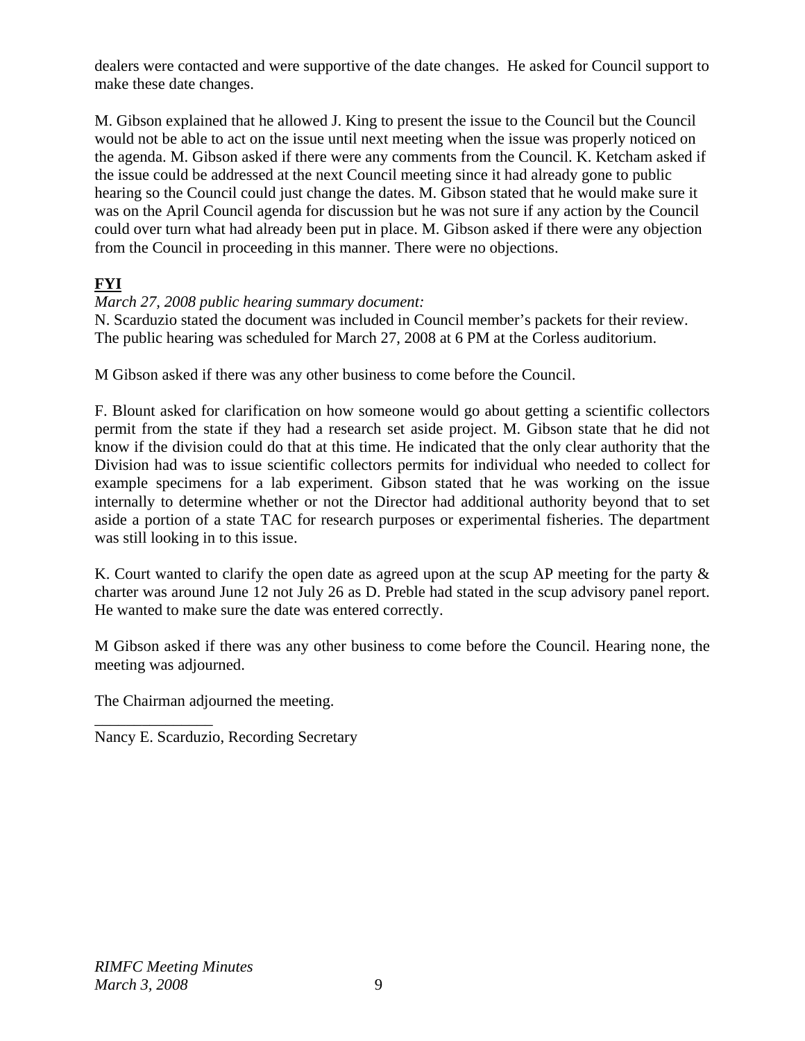dealers were contacted and were supportive of the date changes. He asked for Council support to make these date changes.

M. Gibson explained that he allowed J. King to present the issue to the Council but the Council would not be able to act on the issue until next meeting when the issue was properly noticed on the agenda. M. Gibson asked if there were any comments from the Council. K. Ketcham asked if the issue could be addressed at the next Council meeting since it had already gone to public hearing so the Council could just change the dates. M. Gibson stated that he would make sure it was on the April Council agenda for discussion but he was not sure if any action by the Council could over turn what had already been put in place. M. Gibson asked if there were any objection from the Council in proceeding in this manner. There were no objections.

**FYI**

*March 27, 2008 public hearing summary document:*
N. Scarduzio stated the document was included in Council member's packets for their review. The public hearing was scheduled for March 27, 2008 at 6 PM at the Corless auditorium.

M Gibson asked if there was any other business to come before the Council.

F. Blount asked for clarification on how someone would go about getting a scientific collectors permit from the state if they had a research set aside project. M. Gibson state that he did not know if the division could do that at this time. He indicated that the only clear authority that the Division had was to issue scientific collectors permits for individual who needed to collect for example specimens for a lab experiment. Gibson stated that he was working on the issue internally to determine whether or not the Director had additional authority beyond that to set aside a portion of a state TAC for research purposes or experimental fisheries. The department was still looking in to this issue.

K. Court wanted to clarify the open date as agreed upon at the scup AP meeting for the party & charter was around June 12 not July 26 as D. Preble had stated in the scup advisory panel report. He wanted to make sure the date was entered correctly.

M Gibson asked if there was any other business to come before the Council. Hearing none, the meeting was adjourned.

The Chairman adjourned the meeting.

_______________
Nancy E. Scarduzio, Recording Secretary